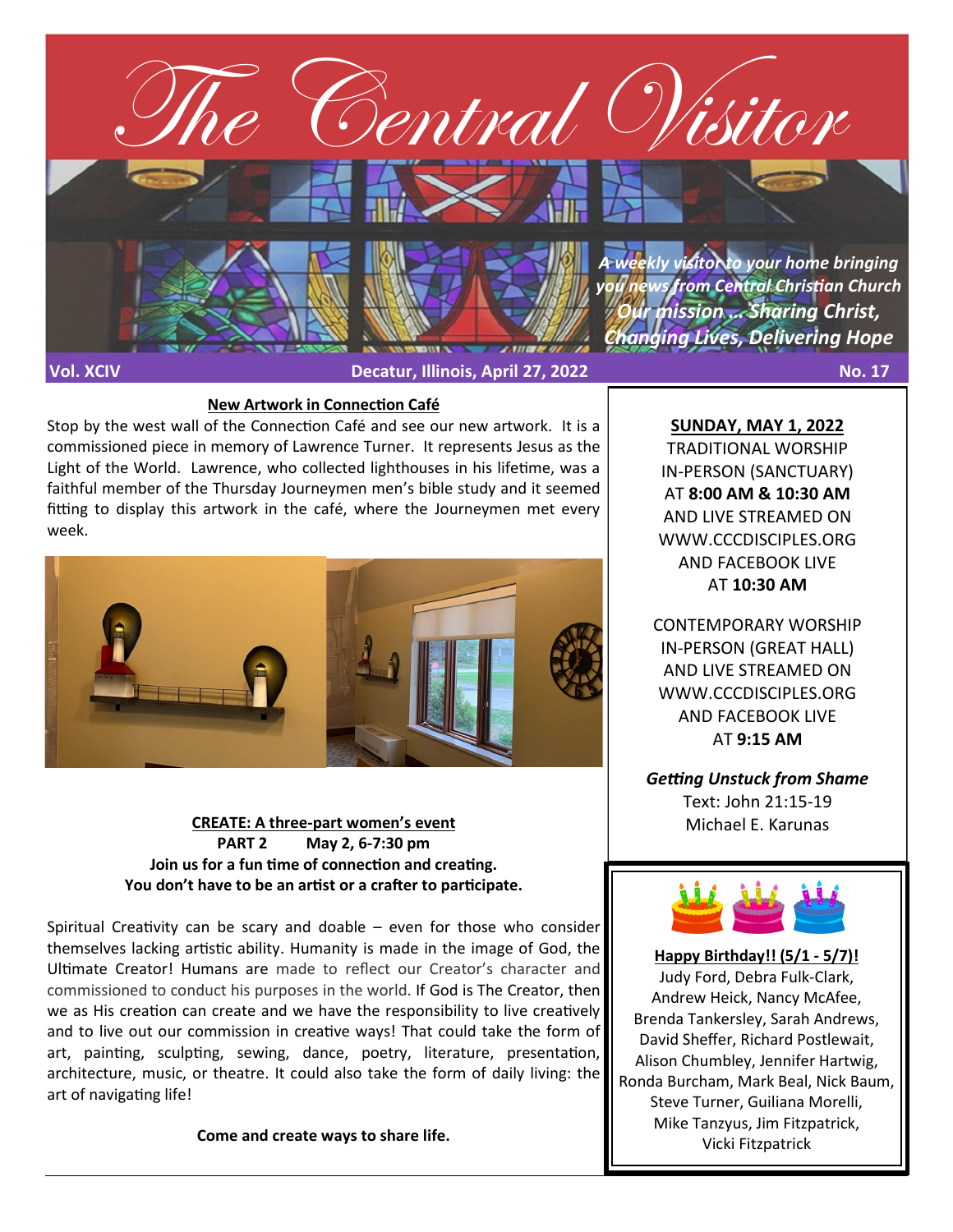# The Central Visitor

*A weekly visitor to your home bringing you news from Central Christian Church*

***Our mission … Sharing Christ, Changing Lives, Delivering Hope***

**Vol. XCIV** **Decatur, Illinois, April 27, 2022** **No. 17**

## New Artwork in Connection Café

Stop by the west wall of the Connection Café and see our new artwork. It is a commissioned piece in memory of Lawrence Turner. It represents Jesus as the Light of the World. Lawrence, who collected lighthouses in his lifetime, was a faithful member of the Thursday Journeymen men's bible study and it seemed fitting to display this artwork in the café, where the Journeymen met every week.

## CREATE: A three-part women's event

**PART 2 May 2, 6-7:30 pm**

**Join us for a fun time of connection and creating.**
**You don't have to be an artist or a crafter to participate.**

Spiritual Creativity can be scary and doable – even for those who consider themselves lacking artistic ability. Humanity is made in the image of God, the Ultimate Creator! Humans are made to reflect our Creator's character and commissioned to conduct his purposes in the world. If God is The Creator, then we as His creation can create and we have the responsibility to live creatively and to live out our commission in creative ways! That could take the form of art, painting, sculpting, sewing, dance, poetry, literature, presentation, architecture, music, or theatre. It could also take the form of daily living: the art of navigating life!

**Come and create ways to share life.**

---

## SUNDAY, MAY 1, 2022

TRADITIONAL WORSHIP IN-PERSON (SANCTUARY) AT **8:00 AM & 10:30 AM** AND LIVE STREAMED ON WWW.CCCDISCIPLES.ORG AND FACEBOOK LIVE AT **10:30 AM**

CONTEMPORARY WORSHIP IN-PERSON (GREAT HALL) AND LIVE STREAMED ON WWW.CCCDISCIPLES.ORG AND FACEBOOK LIVE AT **9:15 AM**

***Getting Unstuck from Shame***
Text: John 21:15-19
Michael E. Karunas

---

## Happy Birthday!! (5/1 - 5/7)!

Judy Ford, Debra Fulk-Clark, Andrew Heick, Nancy McAfee, Brenda Tankersley, Sarah Andrews, David Sheffer, Richard Postlewait, Alison Chumbley, Jennifer Hartwig, Ronda Burcham, Mark Beal, Nick Baum, Steve Turner, Guiliana Morelli, Mike Tanzyus, Jim Fitzpatrick, Vicki Fitzpatrick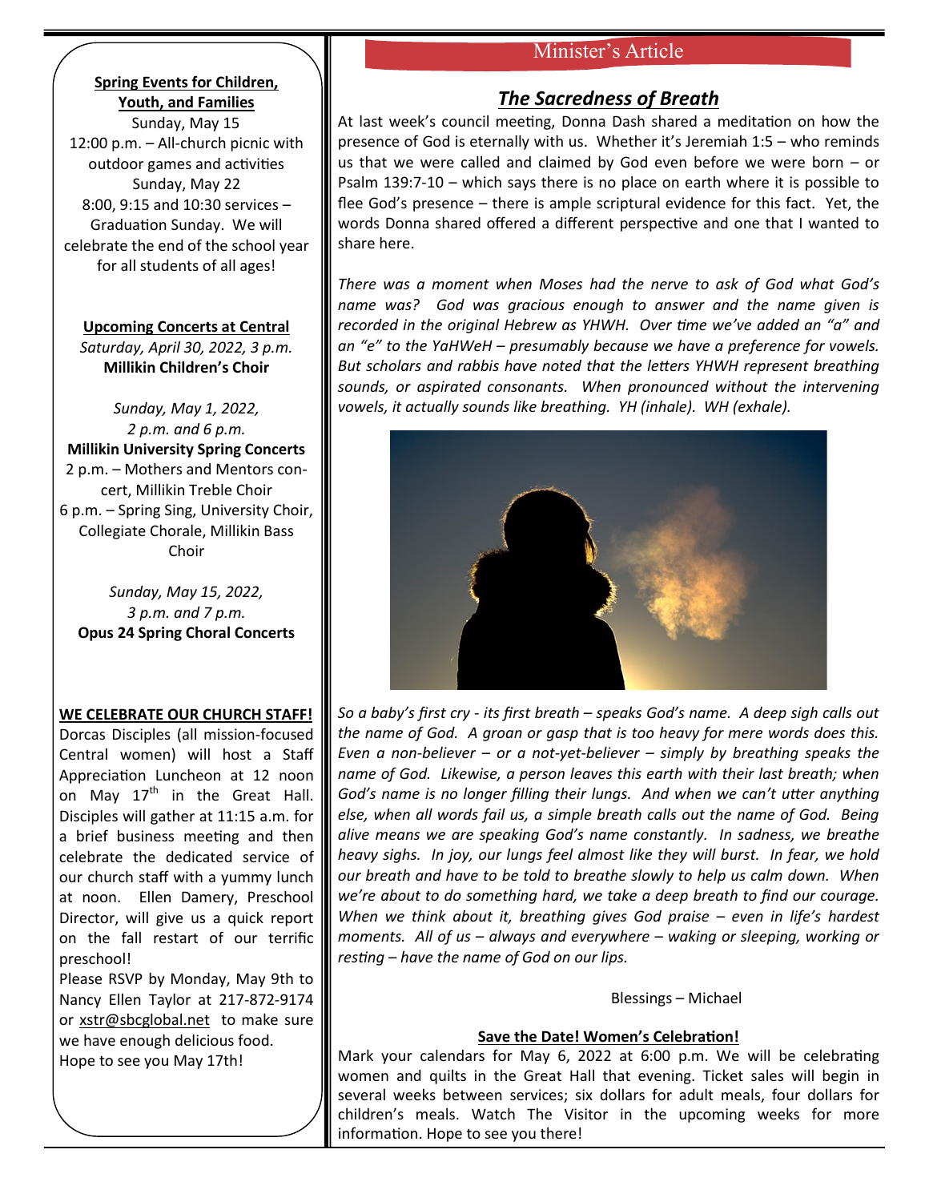**Spring Events for Children, Youth, and Families**

Sunday, May 15
12:00 p.m. – All-church picnic with outdoor games and activities
Sunday, May 22
8:00, 9:15 and 10:30 services – Graduation Sunday. We will celebrate the end of the school year for all students of all ages!

**Upcoming Concerts at Central**

*Saturday, April 30, 2022, 3 p.m.*
**Millikin Children's Choir**

*Sunday, May 1, 2022, 2 p.m. and 6 p.m.*
**Millikin University Spring Concerts**
2 p.m. – Mothers and Mentors concert, Millikin Treble Choir
6 p.m. – Spring Sing, University Choir, Collegiate Chorale, Millikin Bass Choir

*Sunday, May 15, 2022, 3 p.m. and 7 p.m.*
**Opus 24 Spring Choral Concerts**

**WE CELEBRATE OUR CHURCH STAFF!**

Dorcas Disciples (all mission-focused Central women) will host a Staff Appreciation Luncheon at 12 noon on May 17th in the Great Hall. Disciples will gather at 11:15 a.m. for a brief business meeting and then celebrate the dedicated service of our church staff with a yummy lunch at noon. Ellen Damery, Preschool Director, will give us a quick report on the fall restart of our terrific preschool!

Please RSVP by Monday, May 9th to Nancy Ellen Taylor at 217-872-9174 or xstr@sbcglobal.net to make sure we have enough delicious food.

Hope to see you May 17th!

## Minister's Article

### *The Sacredness of Breath*

At last week's council meeting, Donna Dash shared a meditation on how the presence of God is eternally with us. Whether it's Jeremiah 1:5 – who reminds us that we were called and claimed by God even before we were born – or Psalm 139:7-10 – which says there is no place on earth where it is possible to flee God's presence – there is ample scriptural evidence for this fact. Yet, the words Donna shared offered a different perspective and one that I wanted to share here.

*There was a moment when Moses had the nerve to ask of God what God's name was? God was gracious enough to answer and the name given is recorded in the original Hebrew as YHWH. Over time we've added an "a" and an "e" to the YaHWeH – presumably because we have a preference for vowels. But scholars and rabbis have noted that the letters YHWH represent breathing sounds, or aspirated consonants. When pronounced without the intervening vowels, it actually sounds like breathing. YH (inhale). WH (exhale).*

*So a baby's first cry - its first breath – speaks God's name. A deep sigh calls out the name of God. A groan or gasp that is too heavy for mere words does this. Even a non-believer – or a not-yet-believer – simply by breathing speaks the name of God. Likewise, a person leaves this earth with their last breath; when God's name is no longer filling their lungs. And when we can't utter anything else, when all words fail us, a simple breath calls out the name of God. Being alive means we are speaking God's name constantly. In sadness, we breathe heavy sighs. In joy, our lungs feel almost like they will burst. In fear, we hold our breath and have to be told to breathe slowly to help us calm down. When we're about to do something hard, we take a deep breath to find our courage. When we think about it, breathing gives God praise – even in life's hardest moments. All of us – always and everywhere – waking or sleeping, working or resting – have the name of God on our lips.*

Blessings – Michael

**Save the Date! Women's Celebration!**

Mark your calendars for May 6, 2022 at 6:00 p.m. We will be celebrating women and quilts in the Great Hall that evening. Ticket sales will begin in several weeks between services; six dollars for adult meals, four dollars for children's meals. Watch The Visitor in the upcoming weeks for more information. Hope to see you there!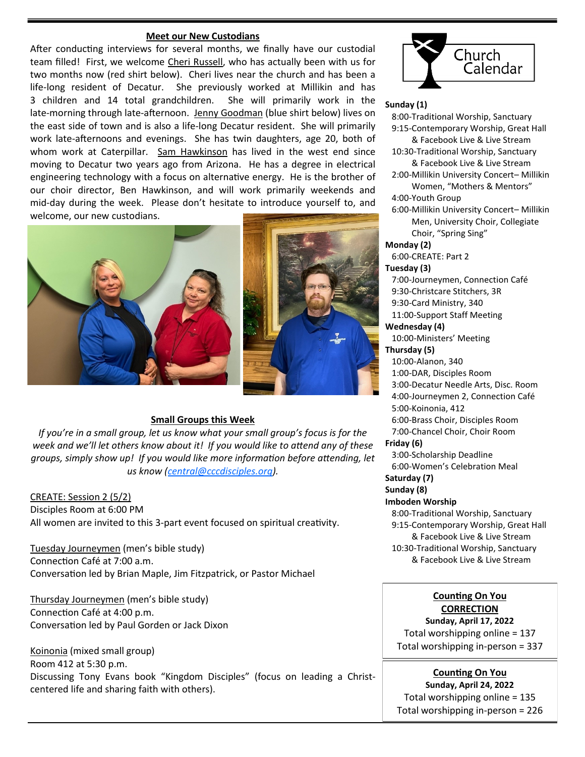## Meet our New Custodians

After conducting interviews for several months, we finally have our custodial team filled! First, we welcome Cheri Russell, who has actually been with us for two months now (red shirt below). Cheri lives near the church and has been a life-long resident of Decatur. She previously worked at Millikin and has 3 children and 14 total grandchildren. She will primarily work in the late-morning through late-afternoon. Jenny Goodman (blue shirt below) lives on the east side of town and is also a life-long Decatur resident. She will primarily work late-afternoons and evenings. She has twin daughters, age 20, both of whom work at Caterpillar. Sam Hawkinson has lived in the west end since moving to Decatur two years ago from Arizona. He has a degree in electrical engineering technology with a focus on alternative energy. He is the brother of our choir director, Ben Hawkinson, and will work primarily weekends and mid-day during the week. Please don't hesitate to introduce yourself to, and welcome, our new custodians.

## Small Groups this Week

*If you're in a small group, let us know what your small group's focus is for the week and we'll let others know about it! If you would like to attend any of these groups, simply show up! If you would like more information before attending, let us know (central@cccdisciples.org).*

CREATE: Session 2 (5/2)
Disciples Room at 6:00 PM
All women are invited to this 3-part event focused on spiritual creativity.

Tuesday Journeymen (men's bible study)
Connection Café at 7:00 a.m.
Conversation led by Brian Maple, Jim Fitzpatrick, or Pastor Michael

Thursday Journeymen (men's bible study)
Connection Café at 4:00 p.m.
Conversation led by Paul Gorden or Jack Dixon

Koinonia (mixed small group)
Room 412 at 5:30 p.m.
Discussing Tony Evans book "Kingdom Disciples" (focus on leading a Christ-centered life and sharing faith with others).

## Church Calendar

**Sunday (1)**
- 8:00-Traditional Worship, Sanctuary
- 9:15-Contemporary Worship, Great Hall & Facebook Live & Live Stream
- 10:30-Traditional Worship, Sanctuary & Facebook Live & Live Stream
- 2:00-Millikin University Concert– Millikin Women, "Mothers & Mentors"
- 4:00-Youth Group
- 6:00-Millikin University Concert– Millikin Men, University Choir, Collegiate Choir, "Spring Sing"

**Monday (2)**
- 6:00-CREATE: Part 2

**Tuesday (3)**
- 7:00-Journeymen, Connection Café
- 9:30-Christcare Stitchers, 3R
- 9:30-Card Ministry, 340
- 11:00-Support Staff Meeting

**Wednesday (4)**
- 10:00-Ministers' Meeting

**Thursday (5)**
- 10:00-Alanon, 340
- 1:00-DAR, Disciples Room
- 3:00-Decatur Needle Arts, Disc. Room
- 4:00-Journeymen 2, Connection Café
- 5:00-Koinonia, 412
- 6:00-Brass Choir, Disciples Room
- 7:00-Chancel Choir, Choir Room

**Friday (6)**
- 3:00-Scholarship Deadline
- 6:00-Women's Celebration Meal

**Saturday (7)**

**Sunday (8)**

**Imboden Worship**
- 8:00-Traditional Worship, Sanctuary
- 9:15-Contemporary Worship, Great Hall & Facebook Live & Live Stream
- 10:30-Traditional Worship, Sanctuary & Facebook Live & Live Stream

**Counting On You CORRECTION**
**Sunday, April 17, 2022**
Total worshipping online = 137
Total worshipping in-person = 337

**Counting On You**
**Sunday, April 24, 2022**
Total worshipping online = 135
Total worshipping in-person = 226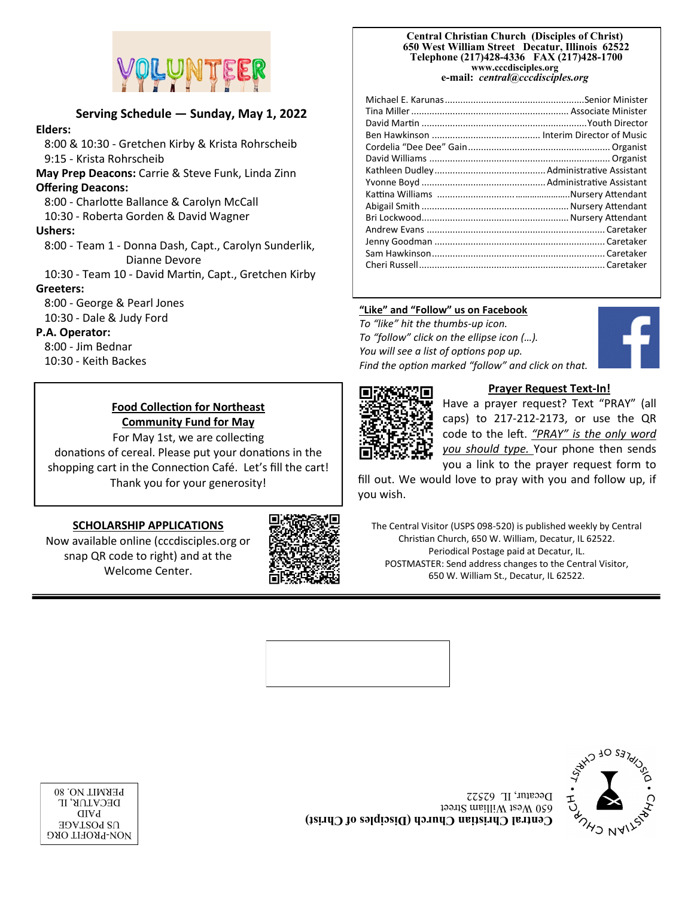VOLUNTEER

## Serving Schedule — Sunday, May 1, 2022

**Elders:**
8:00 & 10:30 - Gretchen Kirby & Krista Rohrscheib
9:15 - Krista Rohrscheib

**May Prep Deacons:** Carrie & Steve Funk, Linda Zinn

**Offering Deacons:**
8:00 - Charlotte Ballance & Carolyn McCall
10:30 - Roberta Gorden & David Wagner

**Ushers:**
8:00 - Team 1 - Donna Dash, Capt., Carolyn Sunderlik, Dianne Devore
10:30 - Team 10 - David Martin, Capt., Gretchen Kirby

**Greeters:**
8:00 - George & Pearl Jones
10:30 - Dale & Judy Ford

**P.A. Operator:**
8:00 - Jim Bednar
10:30 - Keith Backes

**Food Collection for Northeast Community Fund for May**

For May 1st, we are collecting donations of cereal. Please put your donations in the shopping cart in the Connection Café. Let's fill the cart! Thank you for your generosity!

**SCHOLARSHIP APPLICATIONS**

Now available online (cccdisciples.org or snap QR code to right) and at the Welcome Center.

**Central Christian Church (Disciples of Christ)**
**650 West William Street Decatur, Illinois 62522**
**Telephone (217)428-4336 FAX (217)428-1700**
**www.cccdisciples.org**
**e-mail:** *central@cccdisciples.org*

| | |
|---|---|
| Michael E. Karunas | Senior Minister |
| Tina Miller | Associate Minister |
| David Martin | Youth Director |
| Ben Hawkinson | Interim Director of Music |
| Cordelia "Dee Dee" Gain | Organist |
| David Williams | Organist |
| Kathleen Dudley | Administrative Assistant |
| Yvonne Boyd | Administrative Assistant |
| Kattina Williams | Nursery Attendant |
| Abigail Smith | Nursery Attendant |
| Bri Lockwood | Nursery Attendant |
| Andrew Evans | Caretaker |
| Jenny Goodman | Caretaker |
| Sam Hawkinson | Caretaker |
| Cheri Russell | Caretaker |

**"Like" and "Follow" us on Facebook**

*To "like" hit the thumbs-up icon.*
*To "follow" click on the ellipse icon (…).*
*You will see a list of options pop up.*
*Find the option marked "follow" and click on that.*

**Prayer Request Text-In!**

Have a prayer request? Text "PRAY" (all caps) to 217-212-2173, or use the QR code to the left. *"PRAY" is the only word you should type.* Your phone then sends you a link to the prayer request form to fill out. We would love to pray with you and follow up, if you wish.

The Central Visitor (USPS 098-520) is published weekly by Central Christian Church, 650 W. William, Decatur, IL 62522.
Periodical Postage paid at Decatur, IL.
POSTMASTER: Send address changes to the Central Visitor, 650 W. William St., Decatur, IL 62522.

NON-PROFIT ORG
US POSTAGE
PAID
DECATUR, IL
PERMIT NO. 80

**Central Christian Church (Disciples of Christ)**
650 West William Street
Decatur, IL 62522

CHRISTIAN CHURCH • DISCIPLES OF CHRIST •